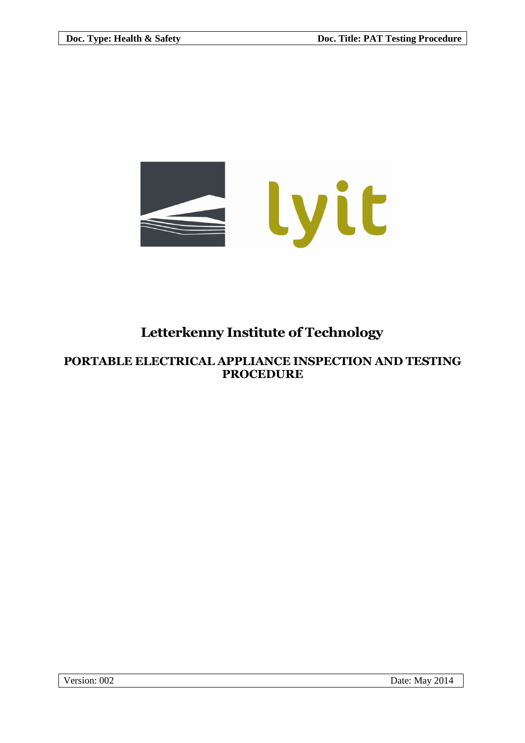# Letterkenny Institute of Technology

## PORTABLE ELECTRICAL APPLIANCE INSPECTION AND TESTING PROCEDURE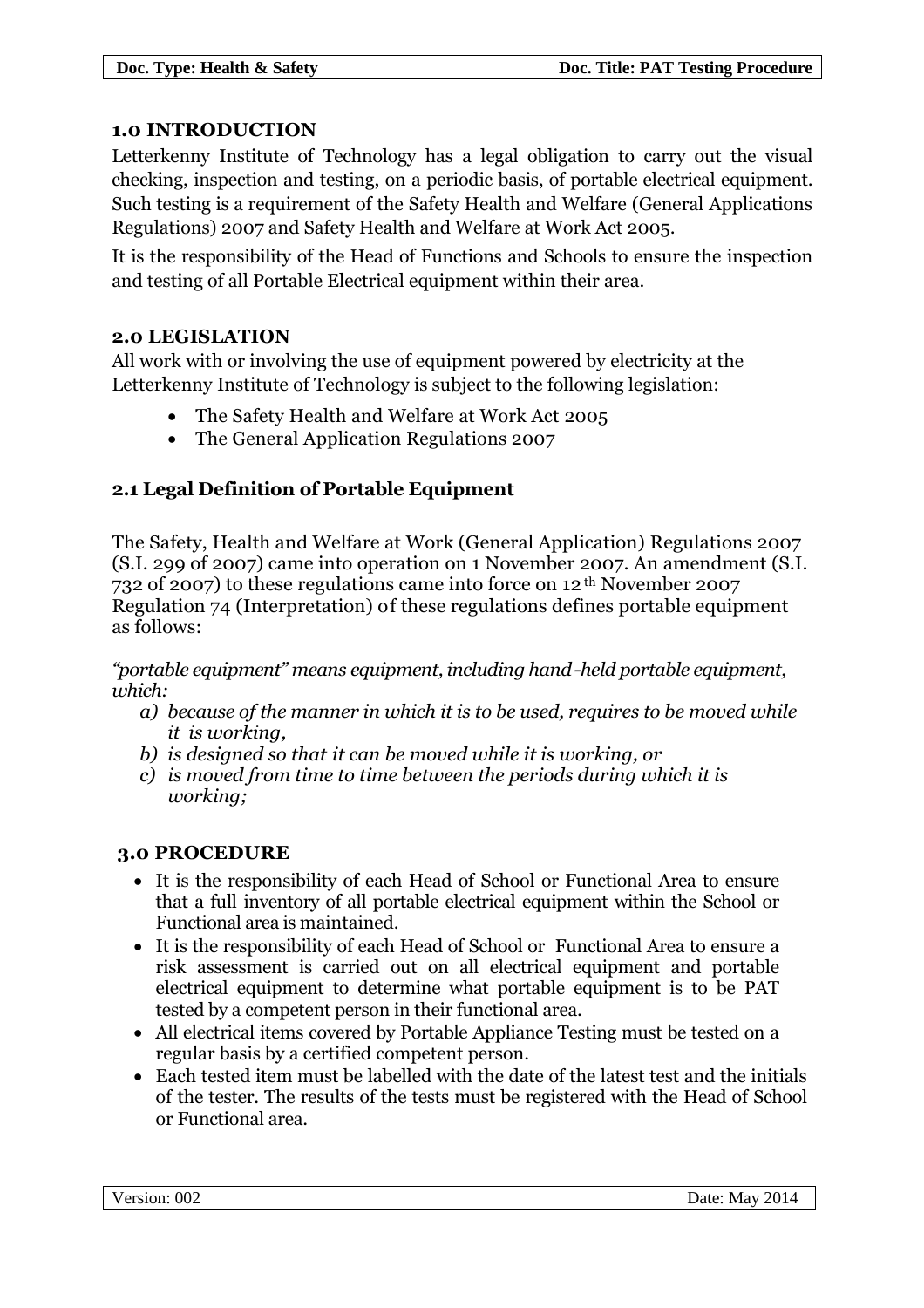## 1.0 INTRODUCTION

Letterkenny Institute of Technology has a legal obligation to carry out the visual checking, inspection and testing, on a periodic basis, of portable electrical equipment. Such testing is a requirement of the Safety Health and Welfare (General Applications Regulations) 2007 and Safety Health and Welfare at Work Act 2005.

It is the responsibility of the Head of Functions and Schools to ensure the inspection and testing of all Portable Electrical equipment within their area.

## 2.0 LEGISLATION

All work with or involving the use of equipment powered by electricity at the Letterkenny Institute of Technology is subject to the following legislation:

- The Safety Health and Welfare at Work Act 2005
- The General Application Regulations 2007

### 2.1 Legal Definition of Portable Equipment

The Safety, Health and Welfare at Work (General Application) Regulations 2007 (S.I. 299 of 2007) came into operation on 1 November 2007. An amendment (S.I. 732 of 2007) to these regulations came into force on 12th November 2007 Regulation 74 (Interpretation) of these regulations defines portable equipment as follows:

*"portable equipment" means equipment, including hand-held portable equipment, which:*

*a) because of the manner in which it is to be used, requires to be moved while it is working,*
*b) is designed so that it can be moved while it is working, or*
*c) is moved from time to time between the periods during which it is working;*

## 3.0 PROCEDURE

- It is the responsibility of each Head of School or Functional Area to ensure that a full inventory of all portable electrical equipment within the School or Functional area is maintained.
- It is the responsibility of each Head of School or Functional Area to ensure a risk assessment is carried out on all electrical equipment and portable electrical equipment to determine what portable equipment is to be PAT tested by a competent person in their functional area.
- All electrical items covered by Portable Appliance Testing must be tested on a regular basis by a certified competent person.
- Each tested item must be labelled with the date of the latest test and the initials of the tester. The results of the tests must be registered with the Head of School or Functional area.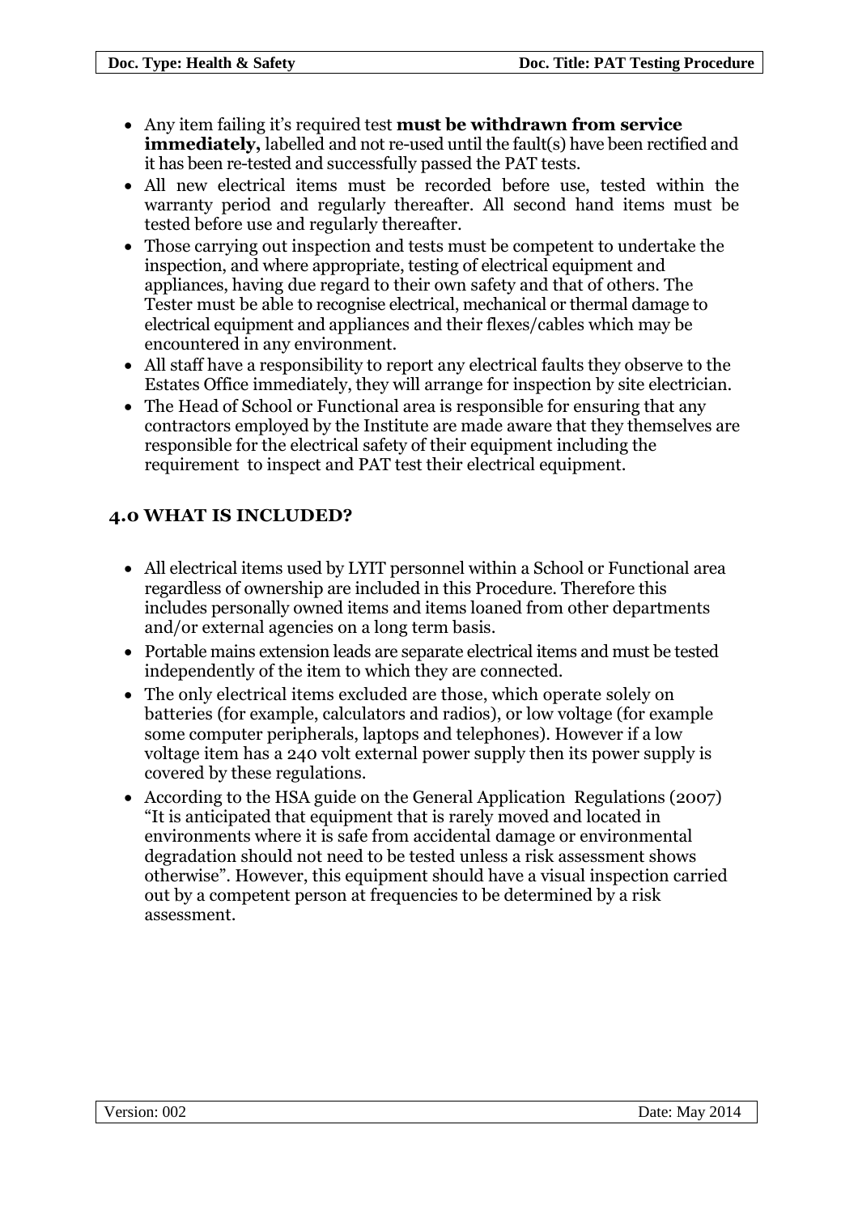- Any item failing it's required test **must be withdrawn from service immediately,** labelled and not re-used until the fault(s) have been rectified and it has been re-tested and successfully passed the PAT tests.
- All new electrical items must be recorded before use, tested within the warranty period and regularly thereafter. All second hand items must be tested before use and regularly thereafter.
- Those carrying out inspection and tests must be competent to undertake the inspection, and where appropriate, testing of electrical equipment and appliances, having due regard to their own safety and that of others. The Tester must be able to recognise electrical, mechanical or thermal damage to electrical equipment and appliances and their flexes/cables which may be encountered in any environment.
- All staff have a responsibility to report any electrical faults they observe to the Estates Office immediately, they will arrange for inspection by site electrician.
- The Head of School or Functional area is responsible for ensuring that any contractors employed by the Institute are made aware that they themselves are responsible for the electrical safety of their equipment including the requirement to inspect and PAT test their electrical equipment.

## 4.0 WHAT IS INCLUDED?

- All electrical items used by LYIT personnel within a School or Functional area regardless of ownership are included in this Procedure. Therefore this includes personally owned items and items loaned from other departments and/or external agencies on a long term basis.
- Portable mains extension leads are separate electrical items and must be tested independently of the item to which they are connected.
- The only electrical items excluded are those, which operate solely on batteries (for example, calculators and radios), or low voltage (for example some computer peripherals, laptops and telephones). However if a low voltage item has a 240 volt external power supply then its power supply is covered by these regulations.
- According to the HSA guide on the General Application Regulations (2007) "It is anticipated that equipment that is rarely moved and located in environments where it is safe from accidental damage or environmental degradation should not need to be tested unless a risk assessment shows otherwise". However, this equipment should have a visual inspection carried out by a competent person at frequencies to be determined by a risk assessment.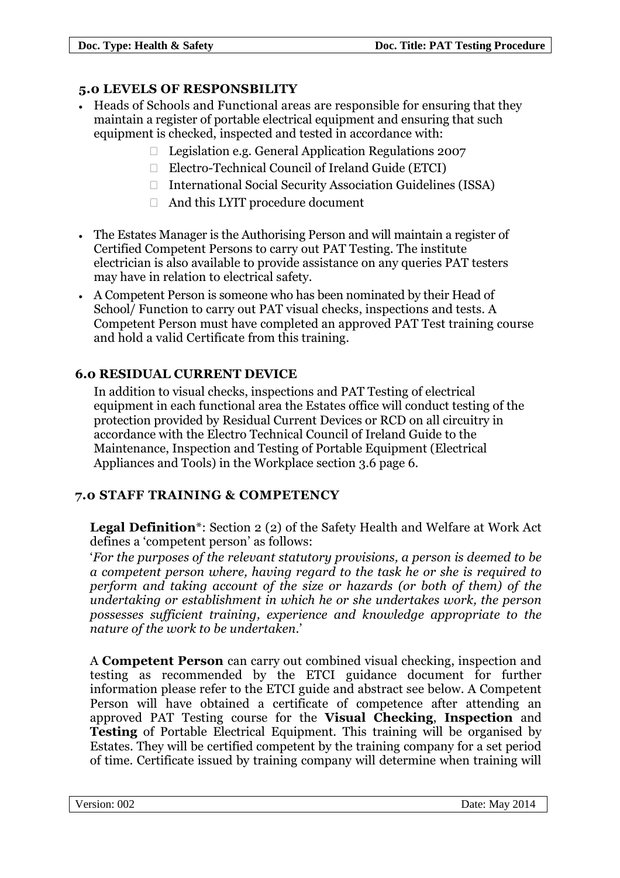## 5.0 LEVELS OF RESPONSBILITY

- Heads of Schools and Functional areas are responsible for ensuring that they maintain a register of portable electrical equipment and ensuring that such equipment is checked, inspected and tested in accordance with:
  - Legislation e.g. General Application Regulations 2007
  - Electro-Technical Council of Ireland Guide (ETCI)
  - International Social Security Association Guidelines (ISSA)
  - And this LYIT procedure document
- The Estates Manager is the Authorising Person and will maintain a register of Certified Competent Persons to carry out PAT Testing. The institute electrician is also available to provide assistance on any queries PAT testers may have in relation to electrical safety.
- A Competent Person is someone who has been nominated by their Head of School/ Function to carry out PAT visual checks, inspections and tests. A Competent Person must have completed an approved PAT Test training course and hold a valid Certificate from this training.

## 6.0 RESIDUAL CURRENT DEVICE

In addition to visual checks, inspections and PAT Testing of electrical equipment in each functional area the Estates office will conduct testing of the protection provided by Residual Current Devices or RCD on all circuitry in accordance with the Electro Technical Council of Ireland Guide to the Maintenance, Inspection and Testing of Portable Equipment (Electrical Appliances and Tools) in the Workplace section 3.6 page 6.

## 7.0 STAFF TRAINING & COMPETENCY

**Legal Definition***: Section 2 (2) of the Safety Health and Welfare at Work Act defines a 'competent person' as follows:

'*For the purposes of the relevant statutory provisions, a person is deemed to be a competent person where, having regard to the task he or she is required to perform and taking account of the size or hazards (or both of them) of the undertaking or establishment in which he or she undertakes work, the person possesses sufficient training, experience and knowledge appropriate to the nature of the work to be undertaken.*'

A **Competent Person** can carry out combined visual checking, inspection and testing as recommended by the ETCI guidance document for further information please refer to the ETCI guide and abstract see below. A Competent Person will have obtained a certificate of competence after attending an approved PAT Testing course for the **Visual Checking**, **Inspection** and **Testing** of Portable Electrical Equipment. This training will be organised by Estates. They will be certified competent by the training company for a set period of time. Certificate issued by training company will determine when training will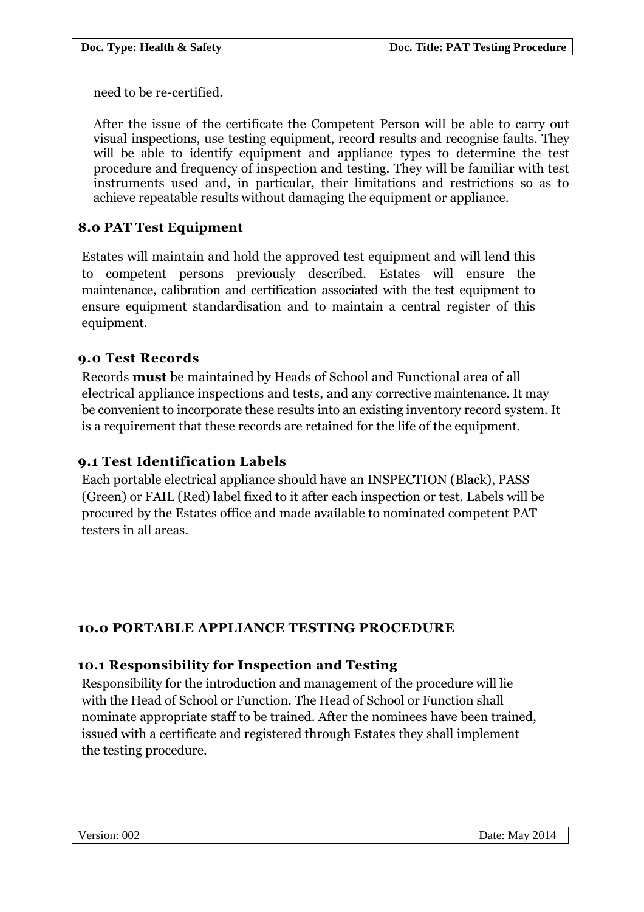need to be re-certified.

After the issue of the certificate the Competent Person will be able to carry out visual inspections, use testing equipment, record results and recognise faults. They will be able to identify equipment and appliance types to determine the test procedure and frequency of inspection and testing. They will be familiar with test instruments used and, in particular, their limitations and restrictions so as to achieve repeatable results without damaging the equipment or appliance.

## 8.0 PAT Test Equipment

Estates will maintain and hold the approved test equipment and will lend this to competent persons previously described. Estates will ensure the maintenance, calibration and certification associated with the test equipment to ensure equipment standardisation and to maintain a central register of this equipment.

## 9.0 Test Records

Records **must** be maintained by Heads of School and Functional area of all electrical appliance inspections and tests, and any corrective maintenance. It may be convenient to incorporate these results into an existing inventory record system. It is a requirement that these records are retained for the life of the equipment.

### 9.1 Test Identification Labels

Each portable electrical appliance should have an INSPECTION (Black), PASS (Green) or FAIL (Red) label fixed to it after each inspection or test. Labels will be procured by the Estates office and made available to nominated competent PAT testers in all areas.

## 10.0 PORTABLE APPLIANCE TESTING PROCEDURE

### 10.1 Responsibility for Inspection and Testing

Responsibility for the introduction and management of the procedure will lie with the Head of School or Function. The Head of School or Function shall nominate appropriate staff to be trained. After the nominees have been trained, issued with a certificate and registered through Estates they shall implement the testing procedure.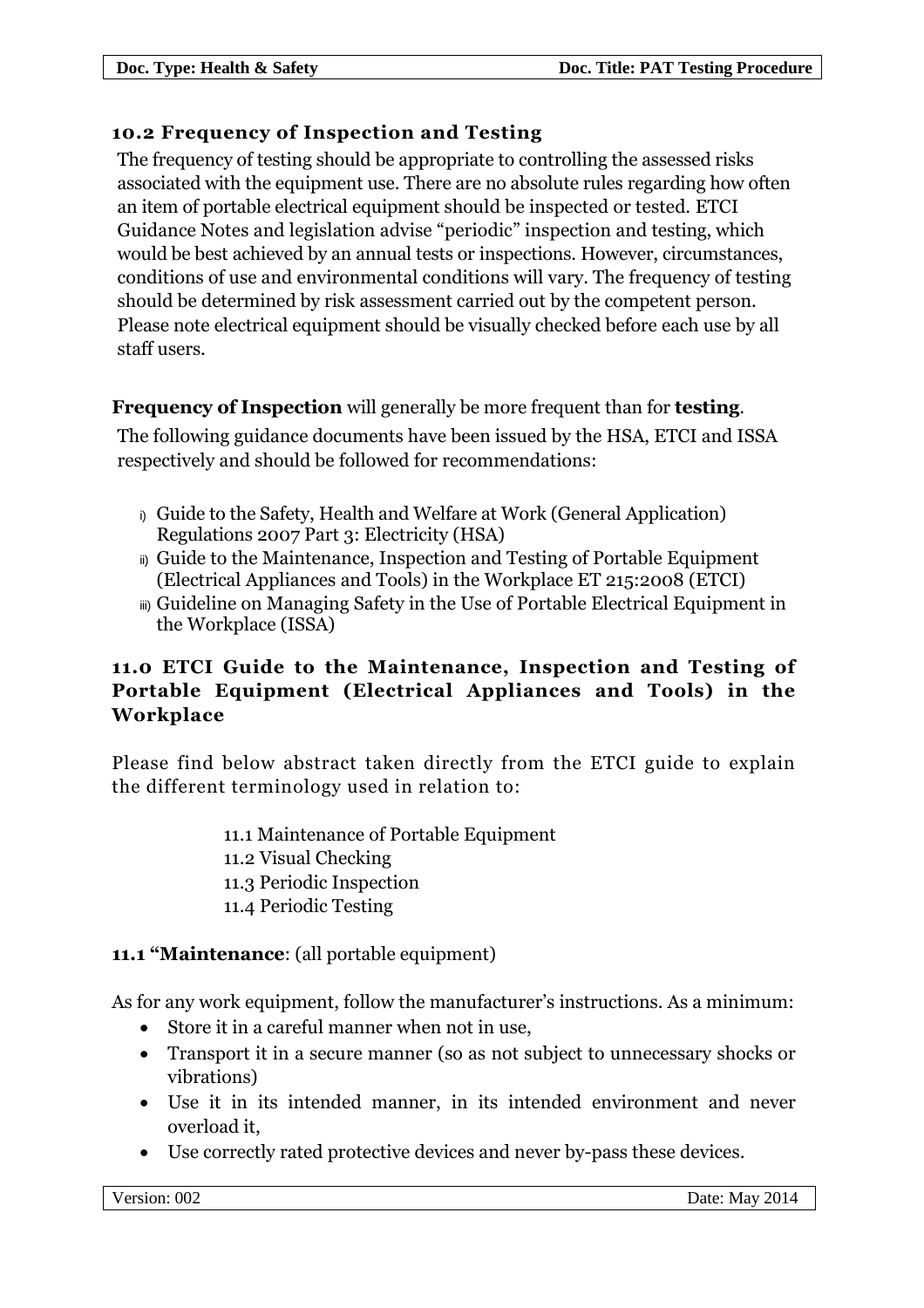## 10.2 Frequency of Inspection and Testing

The frequency of testing should be appropriate to controlling the assessed risks associated with the equipment use. There are no absolute rules regarding how often an item of portable electrical equipment should be inspected or tested. ETCI Guidance Notes and legislation advise "periodic" inspection and testing, which would be best achieved by an annual tests or inspections. However, circumstances, conditions of use and environmental conditions will vary. The frequency of testing should be determined by risk assessment carried out by the competent person. Please note electrical equipment should be visually checked before each use by all staff users.

**Frequency of Inspection** will generally be more frequent than for **testing**.

The following guidance documents have been issued by the HSA, ETCI and ISSA respectively and should be followed for recommendations:

- i) Guide to the Safety, Health and Welfare at Work (General Application) Regulations 2007 Part 3: Electricity (HSA)
- ii) Guide to the Maintenance, Inspection and Testing of Portable Equipment (Electrical Appliances and Tools) in the Workplace ET 215:2008 (ETCI)
- iii) Guideline on Managing Safety in the Use of Portable Electrical Equipment in the Workplace (ISSA)

## 11.0 ETCI Guide to the Maintenance, Inspection and Testing of Portable Equipment (Electrical Appliances and Tools) in the Workplace

Please find below abstract taken directly from the ETCI guide to explain the different terminology used in relation to:

11.1 Maintenance of Portable Equipment
11.2 Visual Checking
11.3 Periodic Inspection
11.4 Periodic Testing

**11.1 "Maintenance**: (all portable equipment)

As for any work equipment, follow the manufacturer's instructions. As a minimum:

- Store it in a careful manner when not in use,
- Transport it in a secure manner (so as not subject to unnecessary shocks or vibrations)
- Use it in its intended manner, in its intended environment and never overload it,
- Use correctly rated protective devices and never by-pass these devices.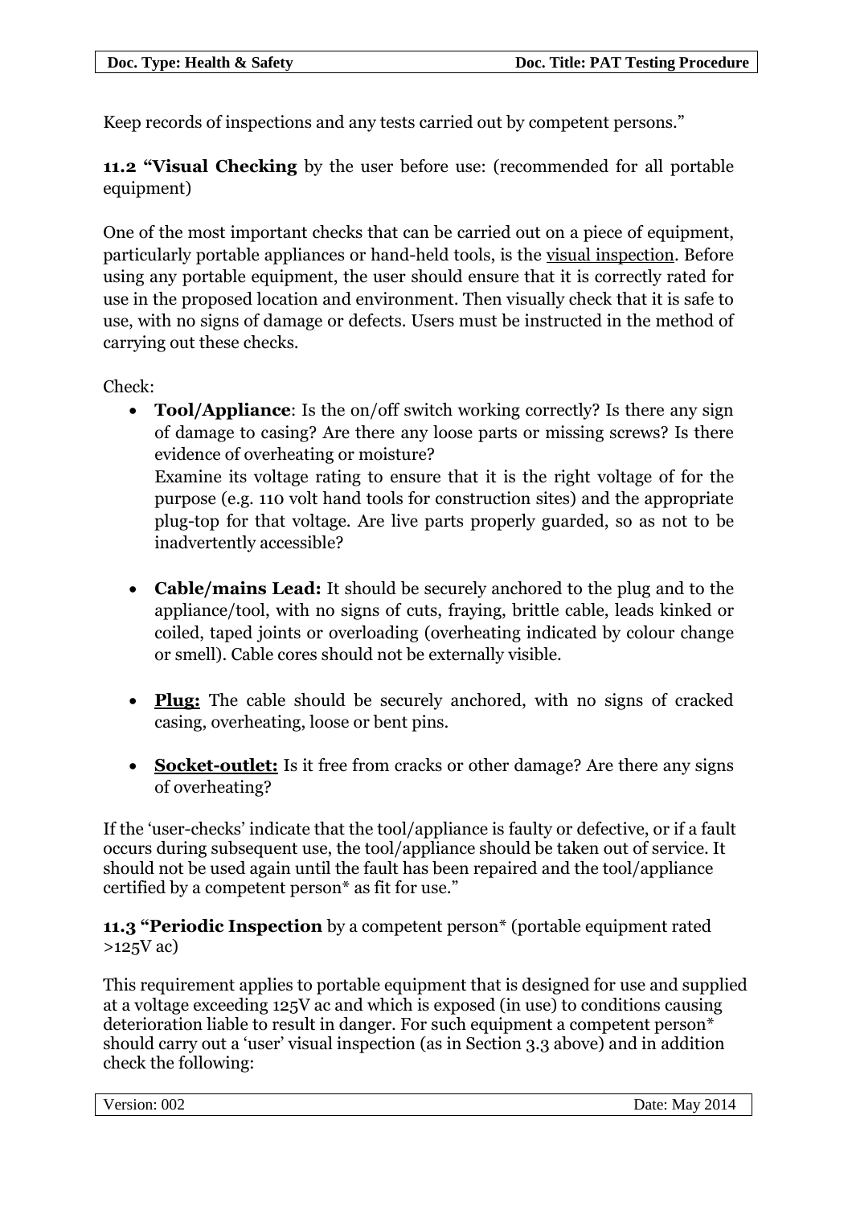Keep records of inspections and any tests carried out by competent persons."

**11.2 "Visual Checking** by the user before use: (recommended for all portable equipment)

One of the most important checks that can be carried out on a piece of equipment, particularly portable appliances or hand-held tools, is the visual inspection. Before using any portable equipment, the user should ensure that it is correctly rated for use in the proposed location and environment. Then visually check that it is safe to use, with no signs of damage or defects. Users must be instructed in the method of carrying out these checks.

Check:

- **Tool/Appliance**: Is the on/off switch working correctly? Is there any sign of damage to casing? Are there any loose parts or missing screws? Is there evidence of overheating or moisture?
  Examine its voltage rating to ensure that it is the right voltage of for the purpose (e.g. 110 volt hand tools for construction sites) and the appropriate plug-top for that voltage. Are live parts properly guarded, so as not to be inadvertently accessible?

- **Cable/mains Lead:** It should be securely anchored to the plug and to the appliance/tool, with no signs of cuts, fraying, brittle cable, leads kinked or coiled, taped joints or overloading (overheating indicated by colour change or smell). Cable cores should not be externally visible.

- **Plug:** The cable should be securely anchored, with no signs of cracked casing, overheating, loose or bent pins.

- **Socket-outlet:** Is it free from cracks or other damage? Are there any signs of overheating?

If the 'user-checks' indicate that the tool/appliance is faulty or defective, or if a fault occurs during subsequent use, the tool/appliance should be taken out of service. It should not be used again until the fault has been repaired and the tool/appliance certified by a competent person* as fit for use."

**11.3 "Periodic Inspection** by a competent person* (portable equipment rated >125V ac)

This requirement applies to portable equipment that is designed for use and supplied at a voltage exceeding 125V ac and which is exposed (in use) to conditions causing deterioration liable to result in danger. For such equipment a competent person* should carry out a 'user' visual inspection (as in Section 3.3 above) and in addition check the following: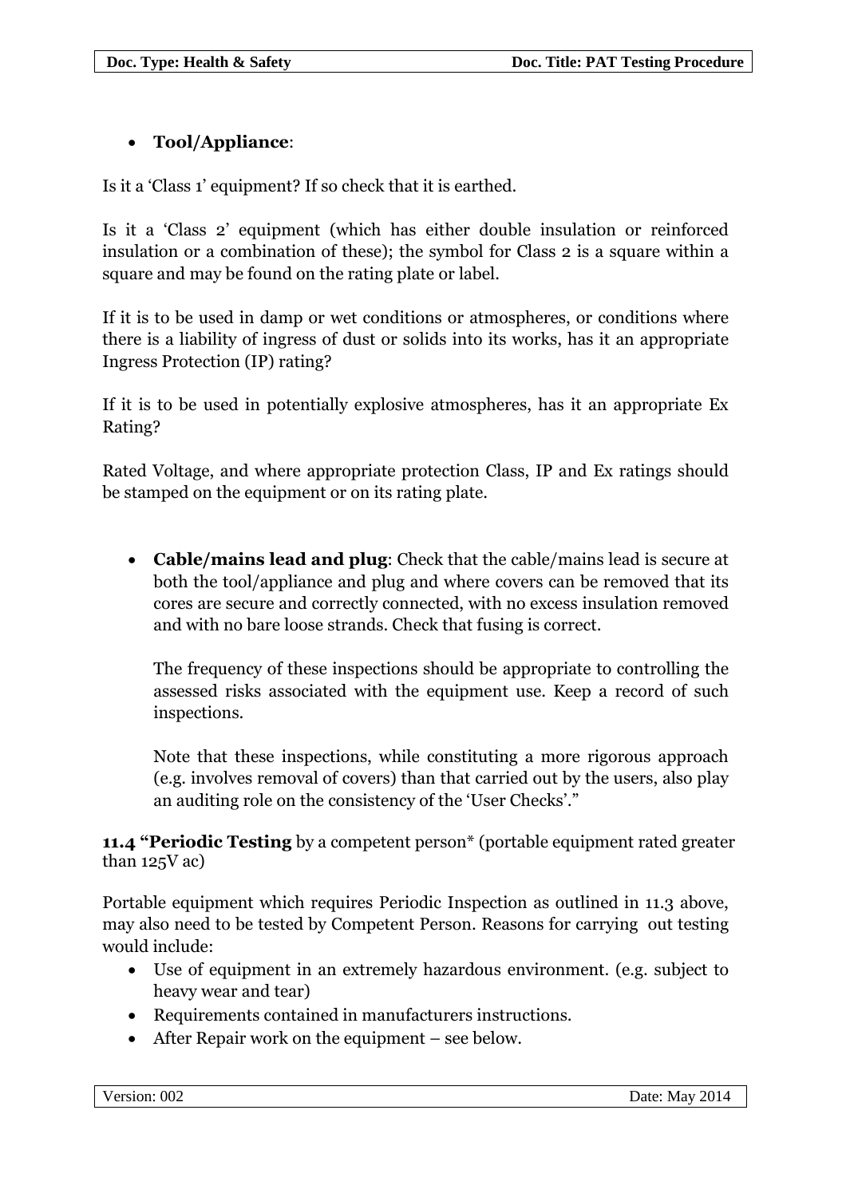- **Tool/Appliance**:

Is it a 'Class 1' equipment? If so check that it is earthed.

Is it a 'Class 2' equipment (which has either double insulation or reinforced insulation or a combination of these); the symbol for Class 2 is a square within a square and may be found on the rating plate or label.

If it is to be used in damp or wet conditions or atmospheres, or conditions where there is a liability of ingress of dust or solids into its works, has it an appropriate Ingress Protection (IP) rating?

If it is to be used in potentially explosive atmospheres, has it an appropriate Ex Rating?

Rated Voltage, and where appropriate protection Class, IP and Ex ratings should be stamped on the equipment or on its rating plate.

- **Cable/mains lead and plug**: Check that the cable/mains lead is secure at both the tool/appliance and plug and where covers can be removed that its cores are secure and correctly connected, with no excess insulation removed and with no bare loose strands. Check that fusing is correct.

  The frequency of these inspections should be appropriate to controlling the assessed risks associated with the equipment use. Keep a record of such inspections.

  Note that these inspections, while constituting a more rigorous approach (e.g. involves removal of covers) than that carried out by the users, also play an auditing role on the consistency of the 'User Checks'."

**11.4 "Periodic Testing** by a competent person* (portable equipment rated greater than 125V ac)

Portable equipment which requires Periodic Inspection as outlined in 11.3 above, may also need to be tested by Competent Person. Reasons for carrying out testing would include:

- Use of equipment in an extremely hazardous environment. (e.g. subject to heavy wear and tear)
- Requirements contained in manufacturers instructions.
- After Repair work on the equipment – see below.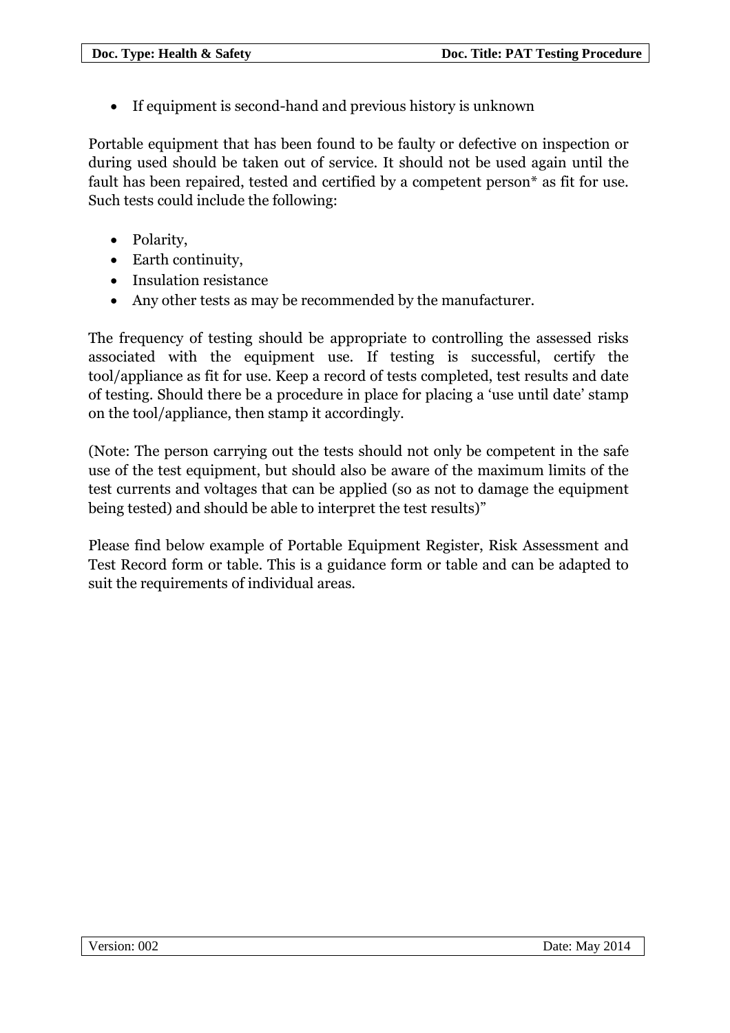- If equipment is second-hand and previous history is unknown

Portable equipment that has been found to be faulty or defective on inspection or during used should be taken out of service. It should not be used again until the fault has been repaired, tested and certified by a competent person* as fit for use. Such tests could include the following:

- Polarity,
- Earth continuity,
- Insulation resistance
- Any other tests as may be recommended by the manufacturer.

The frequency of testing should be appropriate to controlling the assessed risks associated with the equipment use. If testing is successful, certify the tool/appliance as fit for use. Keep a record of tests completed, test results and date of testing. Should there be a procedure in place for placing a 'use until date' stamp on the tool/appliance, then stamp it accordingly.

(Note: The person carrying out the tests should not only be competent in the safe use of the test equipment, but should also be aware of the maximum limits of the test currents and voltages that can be applied (so as not to damage the equipment being tested) and should be able to interpret the test results)"

Please find below example of Portable Equipment Register, Risk Assessment and Test Record form or table. This is a guidance form or table and can be adapted to suit the requirements of individual areas.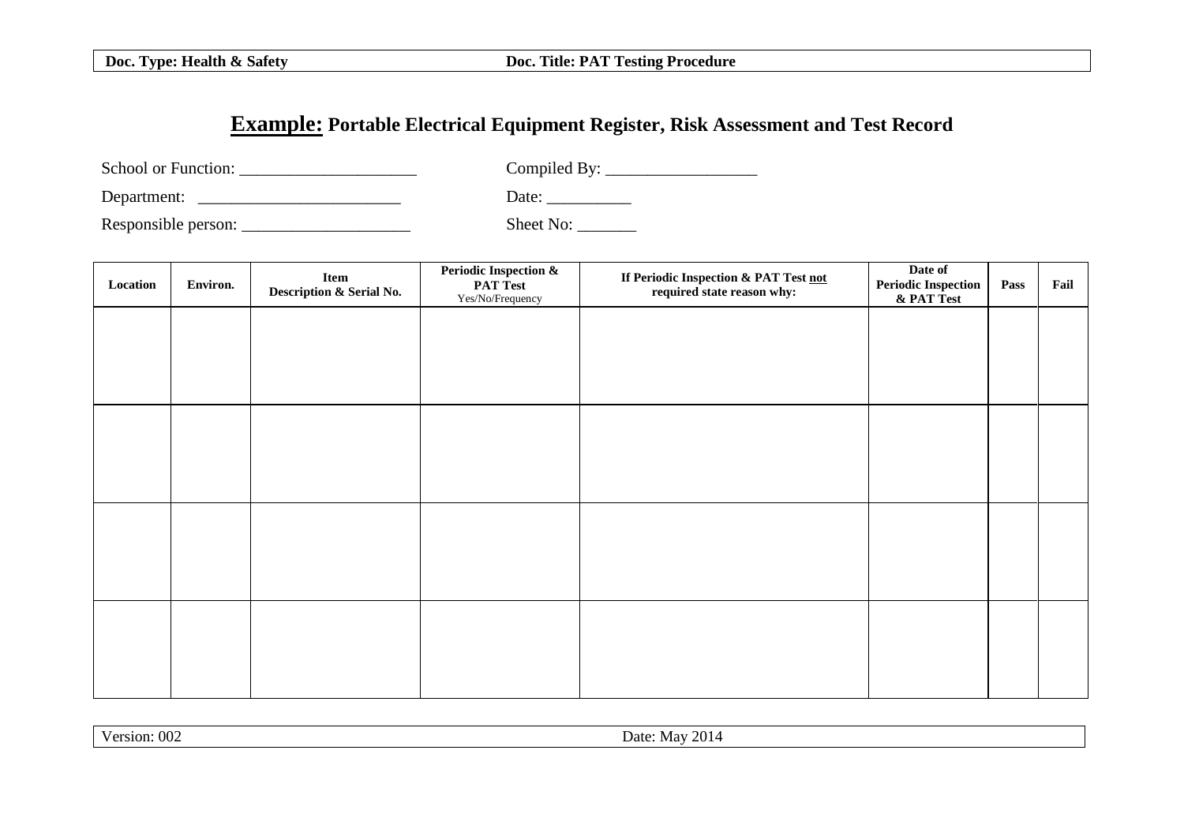# **Example:** Portable Electrical Equipment Register, Risk Assessment and Test Record

School or Function: ____________________ Compiled By: _________________

Department: _______________________ Date: __________

Responsible person: ___________________ Sheet No: _______

| Location | Environ. | Item Description & Serial No. | Periodic Inspection & PAT Test Yes/No/Frequency | If Periodic Inspection & PAT Test not required state reason why: | Date of Periodic Inspection & PAT Test | Pass | Fail |
|---|---|---|---|---|---|---|---|
| | | | | | | | |
| | | | | | | | |
| | | | | | | | |
| | | | | | | | |